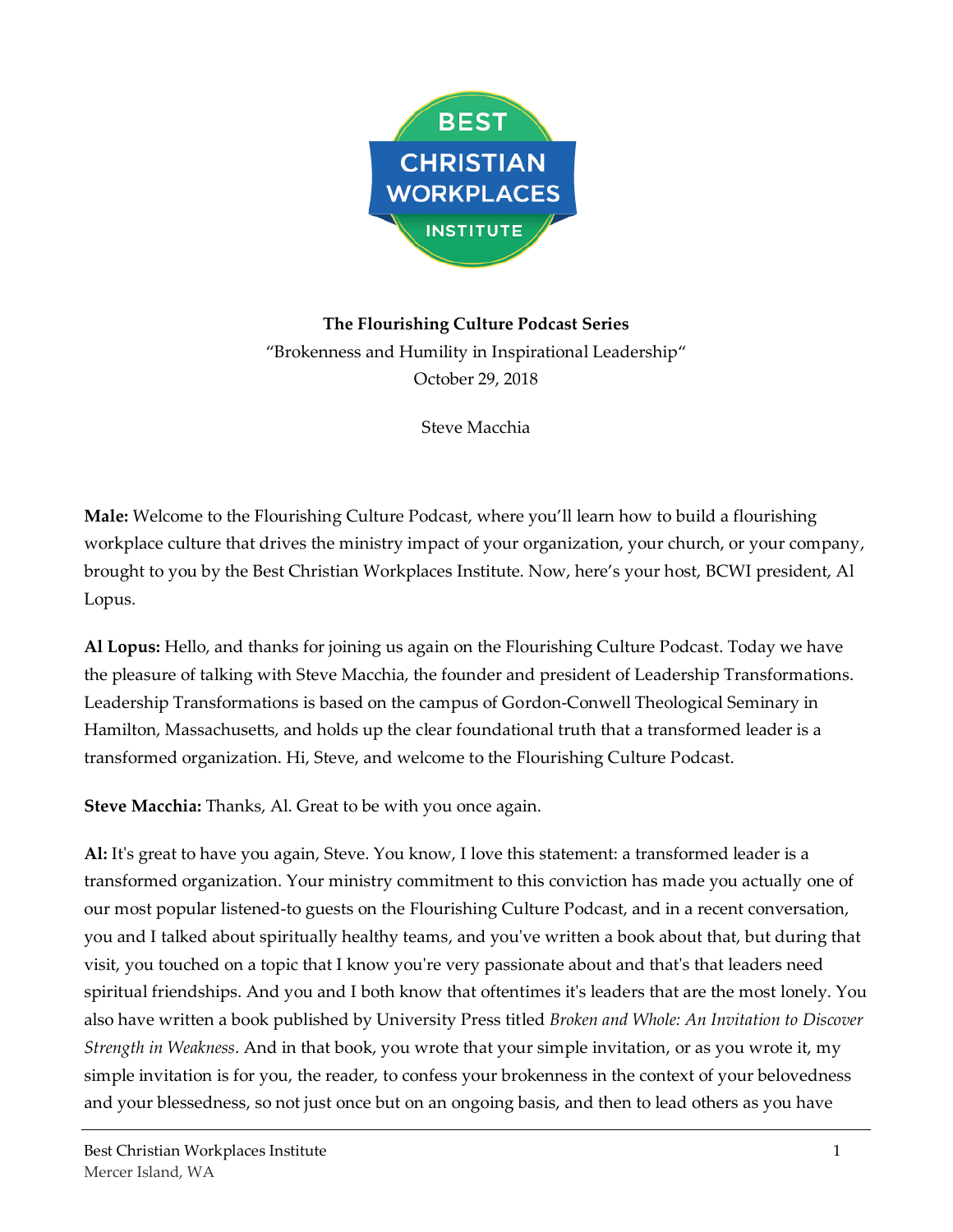**The Flourishing Culture Podcast Series**

"Brokenness and Humility in Inspirational Leadership"

October 29, 2018

Steve Macchia

**Male:** Welcome to the Flourishing Culture Podcast, where you'll learn how to build a flourishing workplace culture that drives the ministry impact of your organization, your church, or your company, brought to you by the Best Christian Workplaces Institute. Now, here's your host, BCWI president, Al Lopus.

**Al Lopus:** Hello, and thanks for joining us again on the Flourishing Culture Podcast. Today we have the pleasure of talking with Steve Macchia, the founder and president of Leadership Transformations. Leadership Transformations is based on the campus of Gordon-Conwell Theological Seminary in Hamilton, Massachusetts, and holds up the clear foundational truth that a transformed leader is a transformed organization. Hi, Steve, and welcome to the Flourishing Culture Podcast.

**Steve Macchia:** Thanks, Al. Great to be with you once again.

**Al:** It's great to have you again, Steve. You know, I love this statement: a transformed leader is a transformed organization. Your ministry commitment to this conviction has made you actually one of our most popular listened-to guests on the Flourishing Culture Podcast, and in a recent conversation, you and I talked about spiritually healthy teams, and you've written a book about that, but during that visit, you touched on a topic that I know you're very passionate about and that's that leaders need spiritual friendships. And you and I both know that oftentimes it's leaders that are the most lonely. You also have written a book published by University Press titled *Broken and Whole: An Invitation to Discover Strength in Weakness*. And in that book, you wrote that your simple invitation, or as you wrote it, my simple invitation is for you, the reader, to confess your brokenness in the context of your belovedness and your blessedness, so not just once but on an ongoing basis, and then to lead others as you have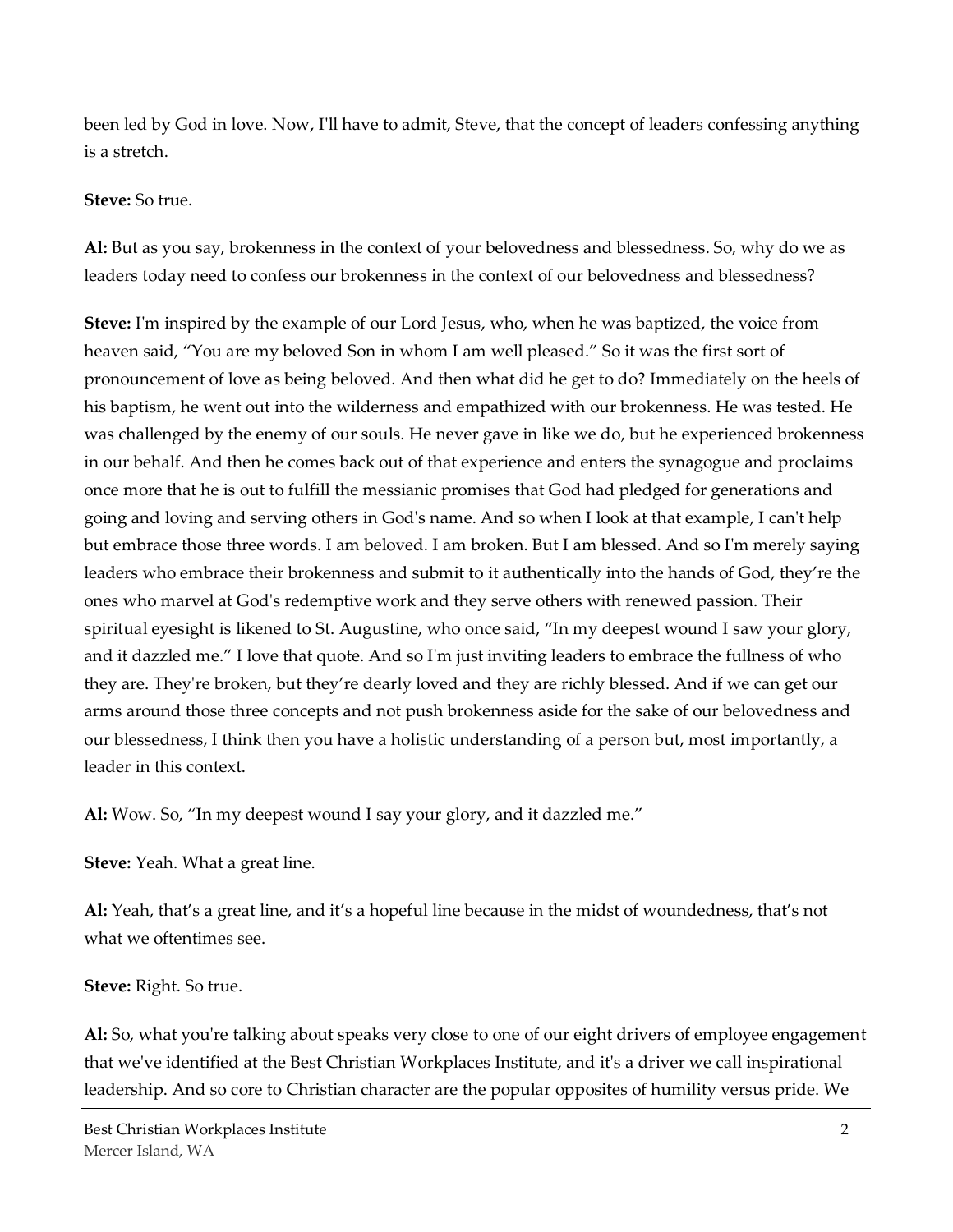been led by God in love. Now, I'll have to admit, Steve, that the concept of leaders confessing anything is a stretch.

**Steve:** So true.

**Al:** But as you say, brokenness in the context of your belovedness and blessedness. So, why do we as leaders today need to confess our brokenness in the context of our belovedness and blessedness?

**Steve:** I'm inspired by the example of our Lord Jesus, who, when he was baptized, the voice from heaven said, “You are my beloved Son in whom I am well pleased.” So it was the first sort of pronouncement of love as being beloved. And then what did he get to do? Immediately on the heels of his baptism, he went out into the wilderness and empathized with our brokenness. He was tested. He was challenged by the enemy of our souls. He never gave in like we do, but he experienced brokenness in our behalf. And then he comes back out of that experience and enters the synagogue and proclaims once more that he is out to fulfill the messianic promises that God had pledged for generations and going and loving and serving others in God's name. And so when I look at that example, I can't help but embrace those three words. I am beloved. I am broken. But I am blessed. And so I'm merely saying leaders who embrace their brokenness and submit to it authentically into the hands of God, they’re the ones who marvel at God's redemptive work and they serve others with renewed passion. Their spiritual eyesight is likened to St. Augustine, who once said, “In my deepest wound I saw your glory, and it dazzled me.” I love that quote. And so I'm just inviting leaders to embrace the fullness of who they are. They're broken, but they’re dearly loved and they are richly blessed. And if we can get our arms around those three concepts and not push brokenness aside for the sake of our belovedness and our blessedness, I think then you have a holistic understanding of a person but, most importantly, a leader in this context.

**Al:** Wow. So, “In my deepest wound I say your glory, and it dazzled me.”

**Steve:** Yeah. What a great line.

**Al:** Yeah, that’s a great line, and it’s a hopeful line because in the midst of woundedness, that’s not what we oftentimes see.

**Steve:** Right. So true.

**Al:** So, what you're talking about speaks very close to one of our eight drivers of employee engagement that we've identified at the Best Christian Workplaces Institute, and it's a driver we call inspirational leadership. And so core to Christian character are the popular opposites of humility versus pride. We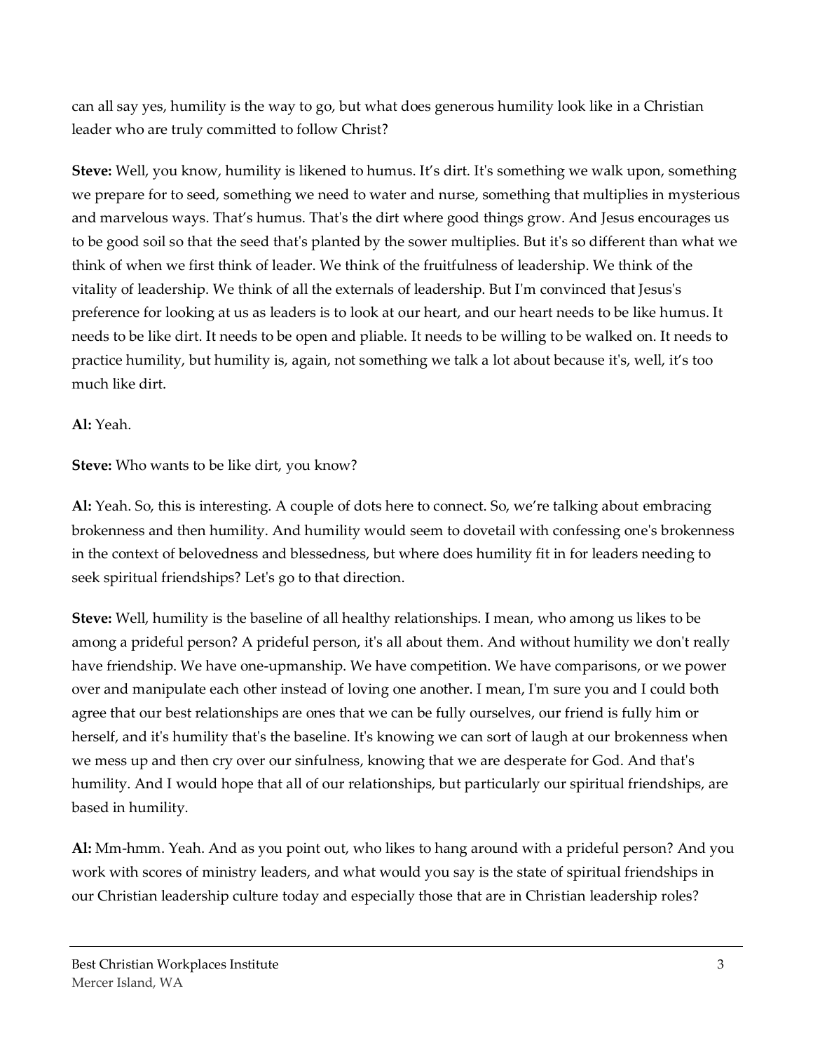can all say yes, humility is the way to go, but what does generous humility look like in a Christian leader who are truly committed to follow Christ?

**Steve:** Well, you know, humility is likened to humus. It's dirt. It's something we walk upon, something we prepare for to seed, something we need to water and nurse, something that multiplies in mysterious and marvelous ways. That's humus. That's the dirt where good things grow. And Jesus encourages us to be good soil so that the seed that's planted by the sower multiplies. But it's so different than what we think of when we first think of leader. We think of the fruitfulness of leadership. We think of the vitality of leadership. We think of all the externals of leadership. But I'm convinced that Jesus's preference for looking at us as leaders is to look at our heart, and our heart needs to be like humus. It needs to be like dirt. It needs to be open and pliable. It needs to be willing to be walked on. It needs to practice humility, but humility is, again, not something we talk a lot about because it's, well, it's too much like dirt.

**Al:** Yeah.

**Steve:** Who wants to be like dirt, you know?

**Al:** Yeah. So, this is interesting. A couple of dots here to connect. So, we're talking about embracing brokenness and then humility. And humility would seem to dovetail with confessing one's brokenness in the context of belovedness and blessedness, but where does humility fit in for leaders needing to seek spiritual friendships? Let's go to that direction.

**Steve:** Well, humility is the baseline of all healthy relationships. I mean, who among us likes to be among a prideful person? A prideful person, it's all about them. And without humility we don't really have friendship. We have one-upmanship. We have competition. We have comparisons, or we power over and manipulate each other instead of loving one another. I mean, I'm sure you and I could both agree that our best relationships are ones that we can be fully ourselves, our friend is fully him or herself, and it's humility that's the baseline. It's knowing we can sort of laugh at our brokenness when we mess up and then cry over our sinfulness, knowing that we are desperate for God. And that's humility. And I would hope that all of our relationships, but particularly our spiritual friendships, are based in humility.

**Al:** Mm-hmm. Yeah. And as you point out, who likes to hang around with a prideful person? And you work with scores of ministry leaders, and what would you say is the state of spiritual friendships in our Christian leadership culture today and especially those that are in Christian leadership roles?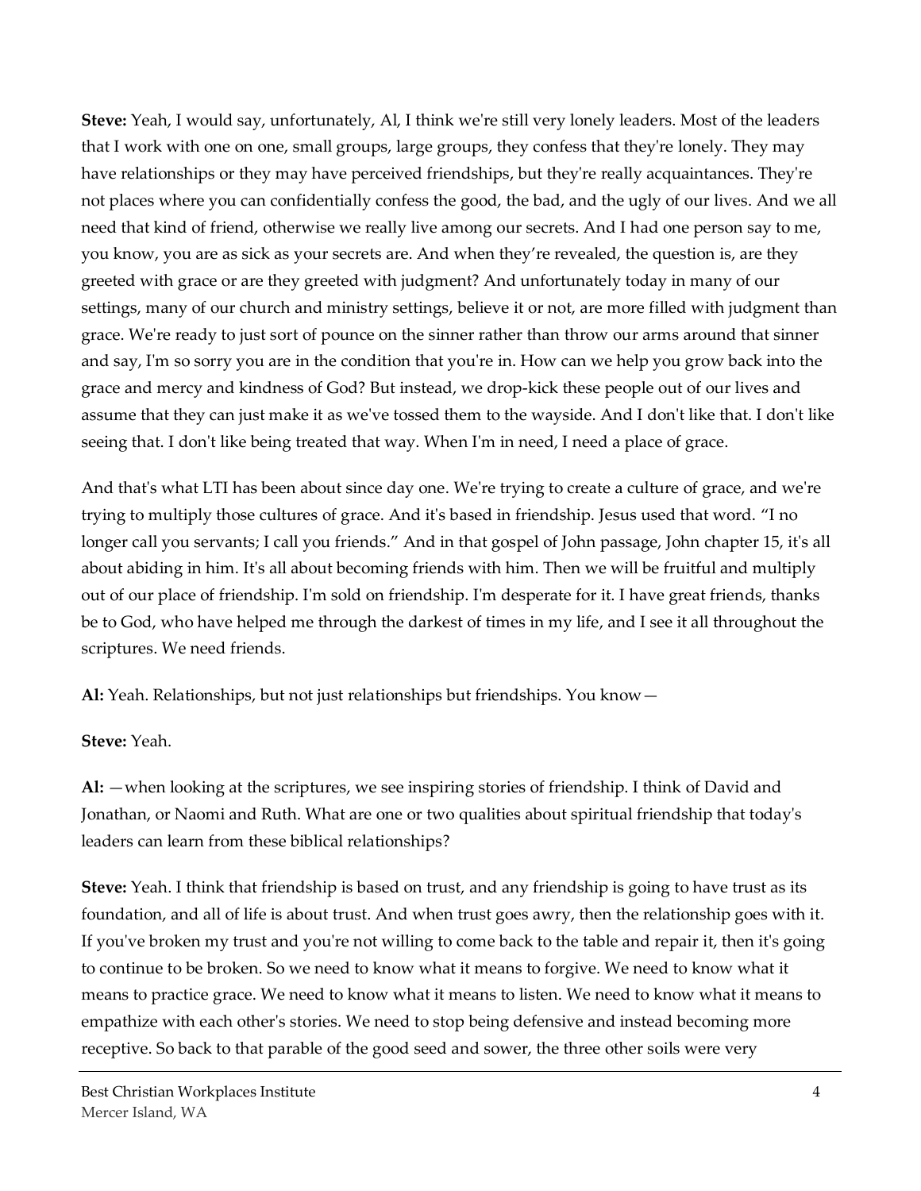**Steve:** Yeah, I would say, unfortunately, Al, I think we're still very lonely leaders. Most of the leaders that I work with one on one, small groups, large groups, they confess that they're lonely. They may have relationships or they may have perceived friendships, but they're really acquaintances. They're not places where you can confidentially confess the good, the bad, and the ugly of our lives. And we all need that kind of friend, otherwise we really live among our secrets. And I had one person say to me, you know, you are as sick as your secrets are. And when they're revealed, the question is, are they greeted with grace or are they greeted with judgment? And unfortunately today in many of our settings, many of our church and ministry settings, believe it or not, are more filled with judgment than grace. We're ready to just sort of pounce on the sinner rather than throw our arms around that sinner and say, I'm so sorry you are in the condition that you're in. How can we help you grow back into the grace and mercy and kindness of God? But instead, we drop-kick these people out of our lives and assume that they can just make it as we've tossed them to the wayside. And I don't like that. I don't like seeing that. I don't like being treated that way. When I'm in need, I need a place of grace.

And that's what LTI has been about since day one. We're trying to create a culture of grace, and we're trying to multiply those cultures of grace. And it's based in friendship. Jesus used that word. "I no longer call you servants; I call you friends." And in that gospel of John passage, John chapter 15, it's all about abiding in him. It's all about becoming friends with him. Then we will be fruitful and multiply out of our place of friendship. I'm sold on friendship. I'm desperate for it. I have great friends, thanks be to God, who have helped me through the darkest of times in my life, and I see it all throughout the scriptures. We need friends.

**Al:** Yeah. Relationships, but not just relationships but friendships. You know—

**Steve:** Yeah.

**Al:** —when looking at the scriptures, we see inspiring stories of friendship. I think of David and Jonathan, or Naomi and Ruth. What are one or two qualities about spiritual friendship that today's leaders can learn from these biblical relationships?

**Steve:** Yeah. I think that friendship is based on trust, and any friendship is going to have trust as its foundation, and all of life is about trust. And when trust goes awry, then the relationship goes with it. If you've broken my trust and you're not willing to come back to the table and repair it, then it's going to continue to be broken. So we need to know what it means to forgive. We need to know what it means to practice grace. We need to know what it means to listen. We need to know what it means to empathize with each other's stories. We need to stop being defensive and instead becoming more receptive. So back to that parable of the good seed and sower, the three other soils were very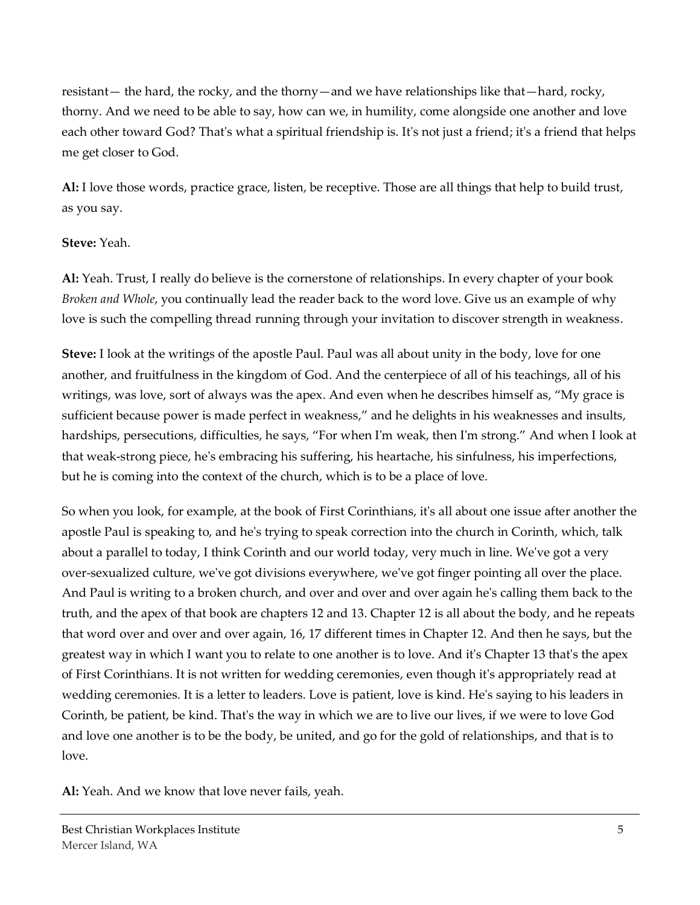resistant— the hard, the rocky, and the thorny—and we have relationships like that—hard, rocky, thorny. And we need to be able to say, how can we, in humility, come alongside one another and love each other toward God? That's what a spiritual friendship is. It's not just a friend; it's a friend that helps me get closer to God.

**Al:** I love those words, practice grace, listen, be receptive. Those are all things that help to build trust, as you say.

**Steve:** Yeah.

**Al:** Yeah. Trust, I really do believe is the cornerstone of relationships. In every chapter of your book *Broken and Whole*, you continually lead the reader back to the word love. Give us an example of why love is such the compelling thread running through your invitation to discover strength in weakness.

**Steve:** I look at the writings of the apostle Paul. Paul was all about unity in the body, love for one another, and fruitfulness in the kingdom of God. And the centerpiece of all of his teachings, all of his writings, was love, sort of always was the apex. And even when he describes himself as, "My grace is sufficient because power is made perfect in weakness," and he delights in his weaknesses and insults, hardships, persecutions, difficulties, he says, "For when I'm weak, then I'm strong." And when I look at that weak-strong piece, he's embracing his suffering, his heartache, his sinfulness, his imperfections, but he is coming into the context of the church, which is to be a place of love.

So when you look, for example, at the book of First Corinthians, it's all about one issue after another the apostle Paul is speaking to, and he's trying to speak correction into the church in Corinth, which, talk about a parallel to today, I think Corinth and our world today, very much in line. We've got a very over-sexualized culture, we've got divisions everywhere, we've got finger pointing all over the place. And Paul is writing to a broken church, and over and over and over again he's calling them back to the truth, and the apex of that book are chapters 12 and 13. Chapter 12 is all about the body, and he repeats that word over and over and over again, 16, 17 different times in Chapter 12. And then he says, but the greatest way in which I want you to relate to one another is to love. And it's Chapter 13 that's the apex of First Corinthians. It is not written for wedding ceremonies, even though it's appropriately read at wedding ceremonies. It is a letter to leaders. Love is patient, love is kind. He's saying to his leaders in Corinth, be patient, be kind. That's the way in which we are to live our lives, if we were to love God and love one another is to be the body, be united, and go for the gold of relationships, and that is to love.

**Al:** Yeah. And we know that love never fails, yeah.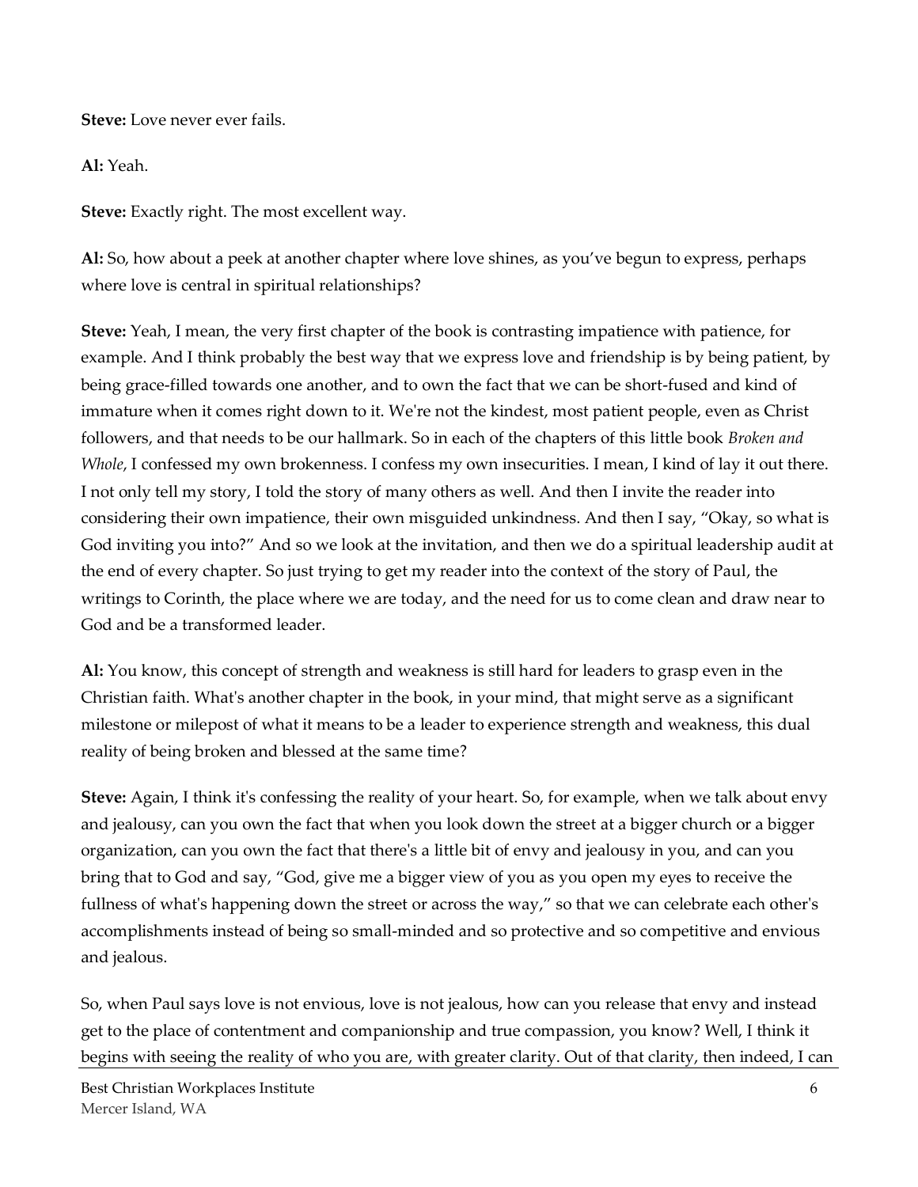**Steve:** Love never ever fails.

**Al:** Yeah.

**Steve:** Exactly right. The most excellent way.

**Al:** So, how about a peek at another chapter where love shines, as you've begun to express, perhaps where love is central in spiritual relationships?

**Steve:** Yeah, I mean, the very first chapter of the book is contrasting impatience with patience, for example. And I think probably the best way that we express love and friendship is by being patient, by being grace-filled towards one another, and to own the fact that we can be short-fused and kind of immature when it comes right down to it. We're not the kindest, most patient people, even as Christ followers, and that needs to be our hallmark. So in each of the chapters of this little book *Broken and Whole*, I confessed my own brokenness. I confess my own insecurities. I mean, I kind of lay it out there. I not only tell my story, I told the story of many others as well. And then I invite the reader into considering their own impatience, their own misguided unkindness. And then I say, "Okay, so what is God inviting you into?" And so we look at the invitation, and then we do a spiritual leadership audit at the end of every chapter. So just trying to get my reader into the context of the story of Paul, the writings to Corinth, the place where we are today, and the need for us to come clean and draw near to God and be a transformed leader.

**Al:** You know, this concept of strength and weakness is still hard for leaders to grasp even in the Christian faith. What's another chapter in the book, in your mind, that might serve as a significant milestone or milepost of what it means to be a leader to experience strength and weakness, this dual reality of being broken and blessed at the same time?

**Steve:** Again, I think it's confessing the reality of your heart. So, for example, when we talk about envy and jealousy, can you own the fact that when you look down the street at a bigger church or a bigger organization, can you own the fact that there's a little bit of envy and jealousy in you, and can you bring that to God and say, "God, give me a bigger view of you as you open my eyes to receive the fullness of what's happening down the street or across the way," so that we can celebrate each other's accomplishments instead of being so small-minded and so protective and so competitive and envious and jealous.

So, when Paul says love is not envious, love is not jealous, how can you release that envy and instead get to the place of contentment and companionship and true compassion, you know? Well, I think it begins with seeing the reality of who you are, with greater clarity. Out of that clarity, then indeed, I can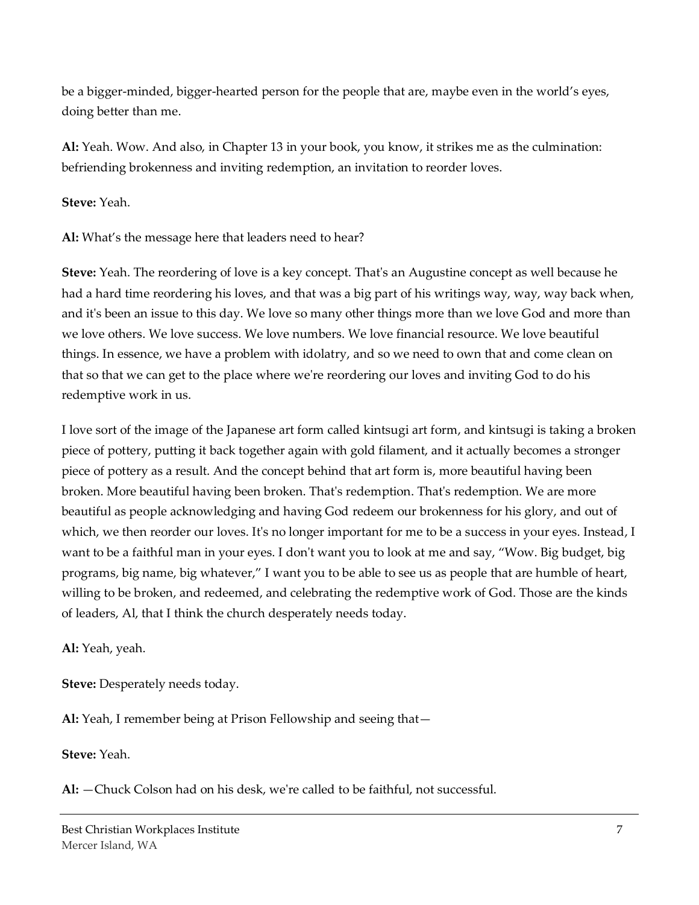be a bigger-minded, bigger-hearted person for the people that are, maybe even in the world's eyes, doing better than me.

**Al:** Yeah. Wow. And also, in Chapter 13 in your book, you know, it strikes me as the culmination: befriending brokenness and inviting redemption, an invitation to reorder loves.

**Steve:** Yeah.

**Al:** What's the message here that leaders need to hear?

**Steve:** Yeah. The reordering of love is a key concept. That's an Augustine concept as well because he had a hard time reordering his loves, and that was a big part of his writings way, way, way back when, and it's been an issue to this day. We love so many other things more than we love God and more than we love others. We love success. We love numbers. We love financial resource. We love beautiful things. In essence, we have a problem with idolatry, and so we need to own that and come clean on that so that we can get to the place where we're reordering our loves and inviting God to do his redemptive work in us.

I love sort of the image of the Japanese art form called kintsugi art form, and kintsugi is taking a broken piece of pottery, putting it back together again with gold filament, and it actually becomes a stronger piece of pottery as a result. And the concept behind that art form is, more beautiful having been broken. More beautiful having been broken. That's redemption. That's redemption. We are more beautiful as people acknowledging and having God redeem our brokenness for his glory, and out of which, we then reorder our loves. It's no longer important for me to be a success in your eyes. Instead, I want to be a faithful man in your eyes. I don't want you to look at me and say, "Wow. Big budget, big programs, big name, big whatever," I want you to be able to see us as people that are humble of heart, willing to be broken, and redeemed, and celebrating the redemptive work of God. Those are the kinds of leaders, Al, that I think the church desperately needs today.

**Al:** Yeah, yeah.

**Steve:** Desperately needs today.

**Al:** Yeah, I remember being at Prison Fellowship and seeing that—

**Steve:** Yeah.

**Al:** —Chuck Colson had on his desk, we're called to be faithful, not successful.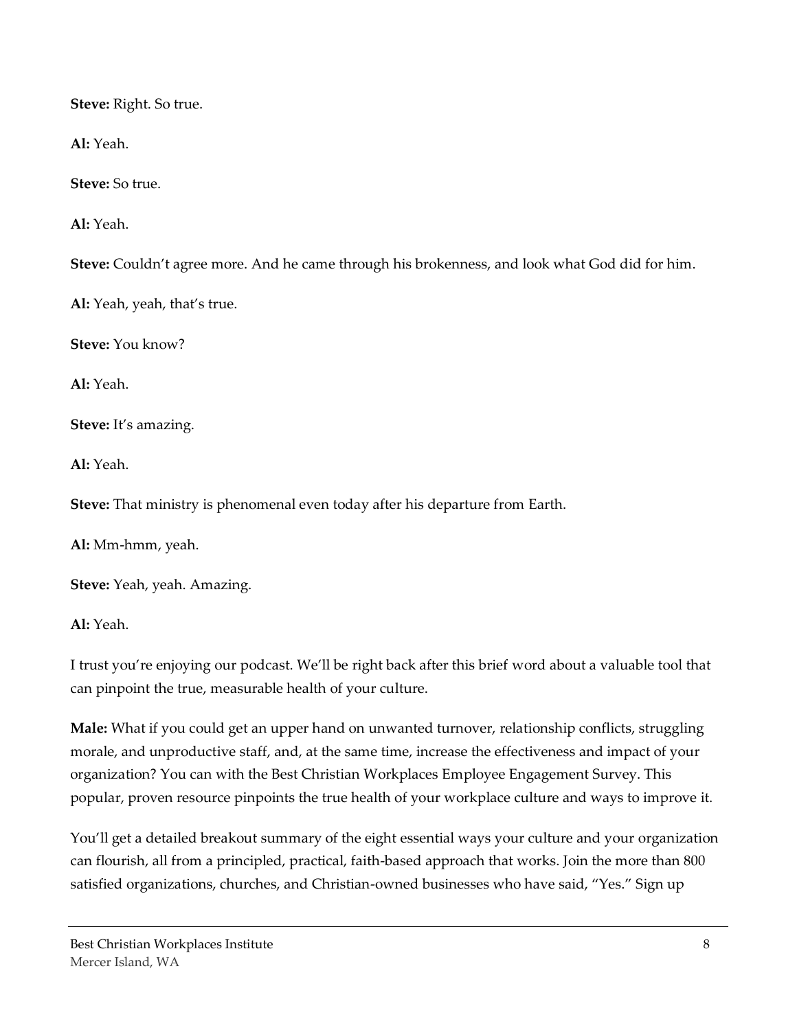**Steve:** Right. So true.

**Al:** Yeah.

**Steve:** So true.

**Al:** Yeah.

**Steve:** Couldn't agree more. And he came through his brokenness, and look what God did for him.

**Al:** Yeah, yeah, that's true.

**Steve:** You know?

**Al:** Yeah.

**Steve:** It's amazing.

**Al:** Yeah.

**Steve:** That ministry is phenomenal even today after his departure from Earth.

**Al:** Mm-hmm, yeah.

**Steve:** Yeah, yeah. Amazing.

**Al:** Yeah.

I trust you're enjoying our podcast. We'll be right back after this brief word about a valuable tool that can pinpoint the true, measurable health of your culture.

**Male:** What if you could get an upper hand on unwanted turnover, relationship conflicts, struggling morale, and unproductive staff, and, at the same time, increase the effectiveness and impact of your organization? You can with the Best Christian Workplaces Employee Engagement Survey. This popular, proven resource pinpoints the true health of your workplace culture and ways to improve it.

You'll get a detailed breakout summary of the eight essential ways your culture and your organization can flourish, all from a principled, practical, faith-based approach that works. Join the more than 800 satisfied organizations, churches, and Christian-owned businesses who have said, "Yes." Sign up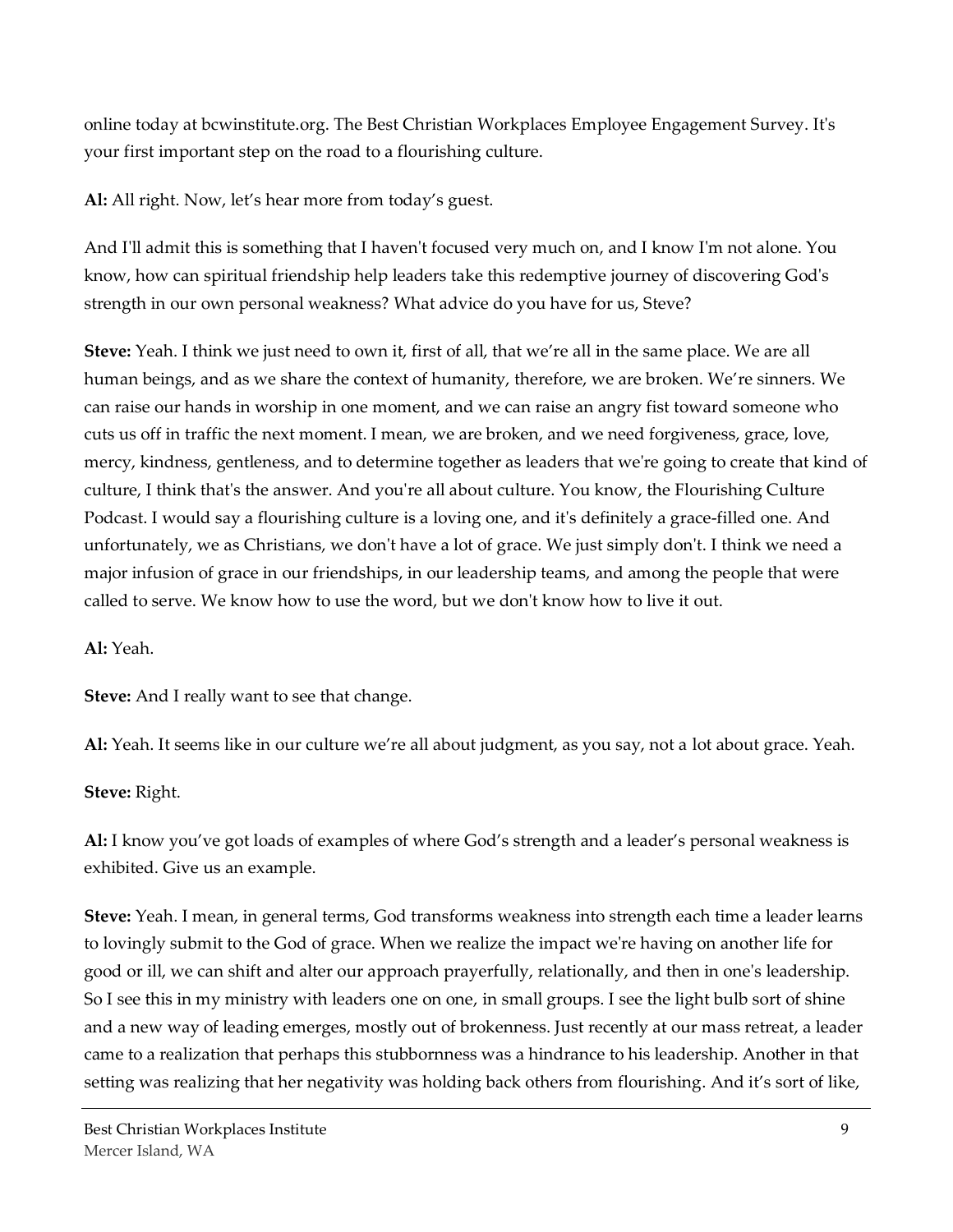online today at bcwinstitute.org. The Best Christian Workplaces Employee Engagement Survey. It's your first important step on the road to a flourishing culture.

**Al:** All right. Now, let's hear more from today's guest.

And I'll admit this is something that I haven't focused very much on, and I know I'm not alone. You know, how can spiritual friendship help leaders take this redemptive journey of discovering God's strength in our own personal weakness? What advice do you have for us, Steve?

**Steve:** Yeah. I think we just need to own it, first of all, that we're all in the same place. We are all human beings, and as we share the context of humanity, therefore, we are broken. We're sinners. We can raise our hands in worship in one moment, and we can raise an angry fist toward someone who cuts us off in traffic the next moment. I mean, we are broken, and we need forgiveness, grace, love, mercy, kindness, gentleness, and to determine together as leaders that we're going to create that kind of culture, I think that's the answer. And you're all about culture. You know, the Flourishing Culture Podcast. I would say a flourishing culture is a loving one, and it's definitely a grace-filled one. And unfortunately, we as Christians, we don't have a lot of grace. We just simply don't. I think we need a major infusion of grace in our friendships, in our leadership teams, and among the people that were called to serve. We know how to use the word, but we don't know how to live it out.

**Al:** Yeah.

**Steve:** And I really want to see that change.

**Al:** Yeah. It seems like in our culture we're all about judgment, as you say, not a lot about grace. Yeah.

**Steve:** Right.

**Al:** I know you've got loads of examples of where God's strength and a leader's personal weakness is exhibited. Give us an example.

**Steve:** Yeah. I mean, in general terms, God transforms weakness into strength each time a leader learns to lovingly submit to the God of grace. When we realize the impact we're having on another life for good or ill, we can shift and alter our approach prayerfully, relationally, and then in one's leadership. So I see this in my ministry with leaders one on one, in small groups. I see the light bulb sort of shine and a new way of leading emerges, mostly out of brokenness. Just recently at our mass retreat, a leader came to a realization that perhaps this stubbornness was a hindrance to his leadership. Another in that setting was realizing that her negativity was holding back others from flourishing. And it's sort of like,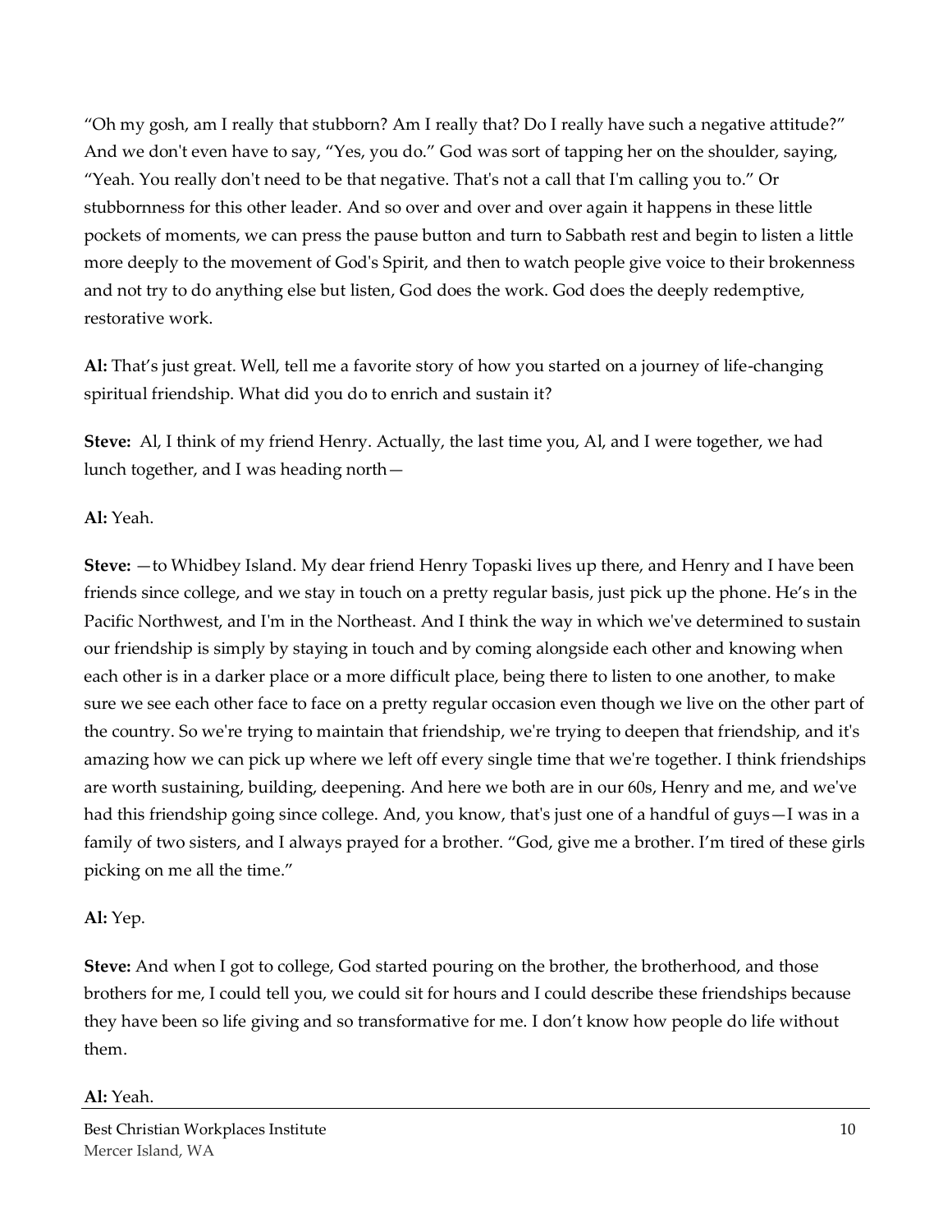"Oh my gosh, am I really that stubborn? Am I really that? Do I really have such a negative attitude?" And we don't even have to say, "Yes, you do." God was sort of tapping her on the shoulder, saying, "Yeah. You really don't need to be that negative. That's not a call that I'm calling you to." Or stubbornness for this other leader. And so over and over and over again it happens in these little pockets of moments, we can press the pause button and turn to Sabbath rest and begin to listen a little more deeply to the movement of God's Spirit, and then to watch people give voice to their brokenness and not try to do anything else but listen, God does the work. God does the deeply redemptive, restorative work.

**Al:** That's just great. Well, tell me a favorite story of how you started on a journey of life-changing spiritual friendship. What did you do to enrich and sustain it?

**Steve:** Al, I think of my friend Henry. Actually, the last time you, Al, and I were together, we had lunch together, and I was heading north—

**Al:** Yeah.

**Steve:** —to Whidbey Island. My dear friend Henry Topaski lives up there, and Henry and I have been friends since college, and we stay in touch on a pretty regular basis, just pick up the phone. He's in the Pacific Northwest, and I'm in the Northeast. And I think the way in which we've determined to sustain our friendship is simply by staying in touch and by coming alongside each other and knowing when each other is in a darker place or a more difficult place, being there to listen to one another, to make sure we see each other face to face on a pretty regular occasion even though we live on the other part of the country. So we're trying to maintain that friendship, we're trying to deepen that friendship, and it's amazing how we can pick up where we left off every single time that we're together. I think friendships are worth sustaining, building, deepening. And here we both are in our 60s, Henry and me, and we've had this friendship going since college. And, you know, that's just one of a handful of guys—I was in a family of two sisters, and I always prayed for a brother. "God, give me a brother. I'm tired of these girls picking on me all the time."

**Al:** Yep.

**Steve:** And when I got to college, God started pouring on the brother, the brotherhood, and those brothers for me, I could tell you, we could sit for hours and I could describe these friendships because they have been so life giving and so transformative for me. I don't know how people do life without them.

**Al:** Yeah.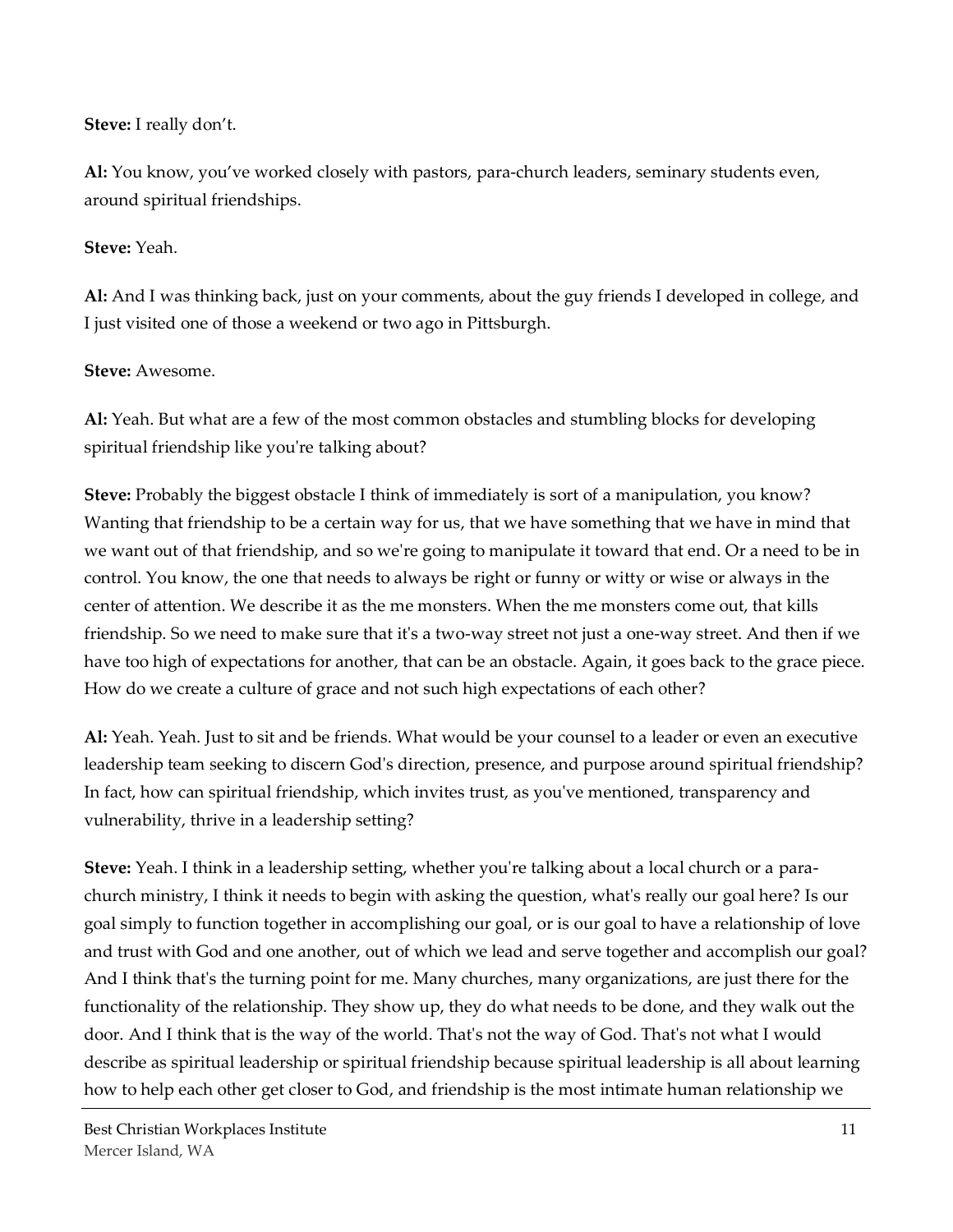**Steve:** I really don't.

**Al:** You know, you've worked closely with pastors, para-church leaders, seminary students even, around spiritual friendships.

**Steve:** Yeah.

**Al:** And I was thinking back, just on your comments, about the guy friends I developed in college, and I just visited one of those a weekend or two ago in Pittsburgh.

**Steve:** Awesome.

**Al:** Yeah. But what are a few of the most common obstacles and stumbling blocks for developing spiritual friendship like you're talking about?

**Steve:** Probably the biggest obstacle I think of immediately is sort of a manipulation, you know? Wanting that friendship to be a certain way for us, that we have something that we have in mind that we want out of that friendship, and so we're going to manipulate it toward that end. Or a need to be in control. You know, the one that needs to always be right or funny or witty or wise or always in the center of attention. We describe it as the me monsters. When the me monsters come out, that kills friendship. So we need to make sure that it's a two-way street not just a one-way street. And then if we have too high of expectations for another, that can be an obstacle. Again, it goes back to the grace piece. How do we create a culture of grace and not such high expectations of each other?

**Al:** Yeah. Yeah. Just to sit and be friends. What would be your counsel to a leader or even an executive leadership team seeking to discern God's direction, presence, and purpose around spiritual friendship? In fact, how can spiritual friendship, which invites trust, as you've mentioned, transparency and vulnerability, thrive in a leadership setting?

**Steve:** Yeah. I think in a leadership setting, whether you're talking about a local church or a para-church ministry, I think it needs to begin with asking the question, what's really our goal here? Is our goal simply to function together in accomplishing our goal, or is our goal to have a relationship of love and trust with God and one another, out of which we lead and serve together and accomplish our goal? And I think that's the turning point for me. Many churches, many organizations, are just there for the functionality of the relationship. They show up, they do what needs to be done, and they walk out the door. And I think that is the way of the world. That's not the way of God. That's not what I would describe as spiritual leadership or spiritual friendship because spiritual leadership is all about learning how to help each other get closer to God, and friendship is the most intimate human relationship we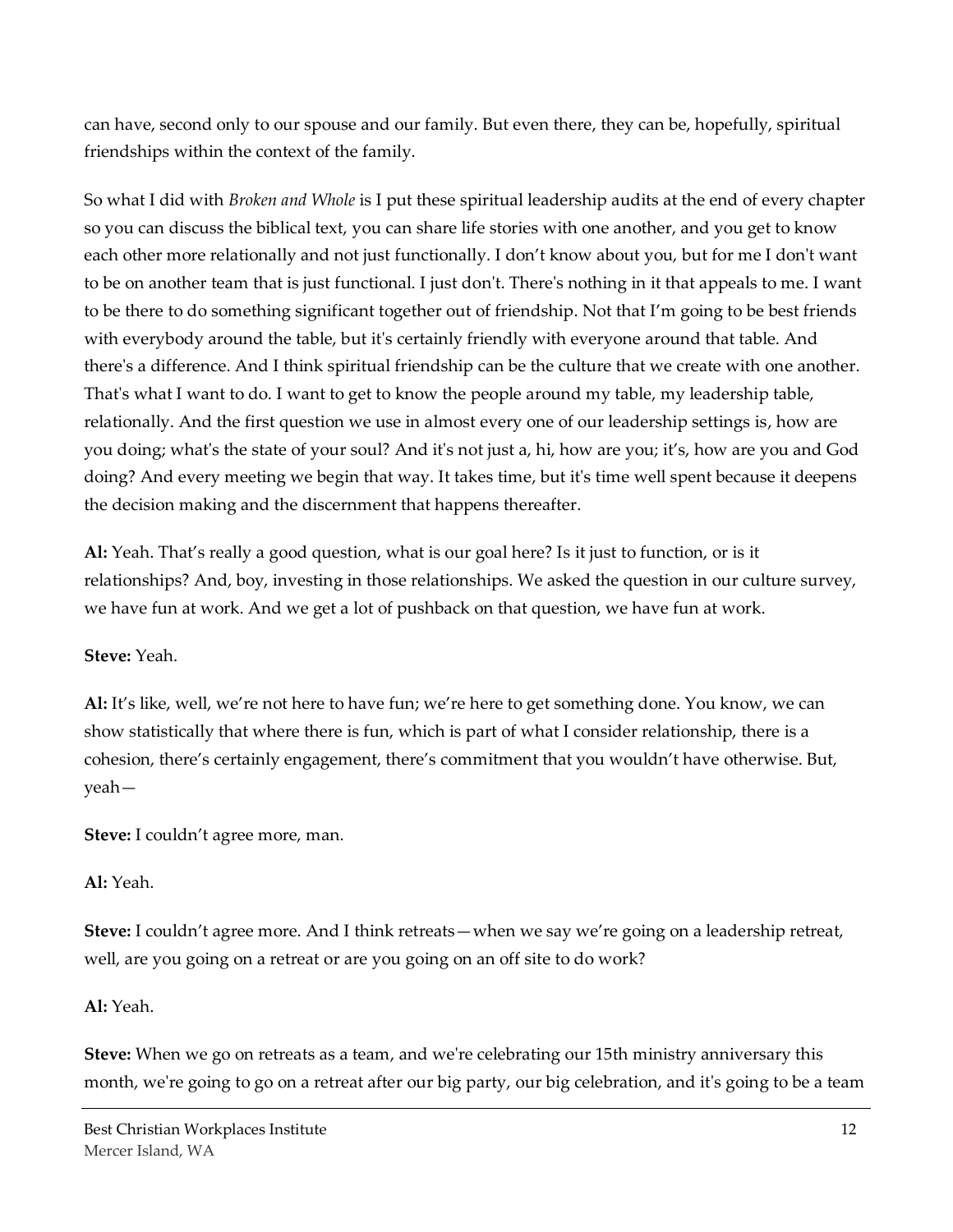can have, second only to our spouse and our family. But even there, they can be, hopefully, spiritual friendships within the context of the family.

So what I did with *Broken and Whole* is I put these spiritual leadership audits at the end of every chapter so you can discuss the biblical text, you can share life stories with one another, and you get to know each other more relationally and not just functionally. I don't know about you, but for me I don't want to be on another team that is just functional. I just don't. There's nothing in it that appeals to me. I want to be there to do something significant together out of friendship. Not that I'm going to be best friends with everybody around the table, but it's certainly friendly with everyone around that table. And there's a difference. And I think spiritual friendship can be the culture that we create with one another. That's what I want to do. I want to get to know the people around my table, my leadership table, relationally. And the first question we use in almost every one of our leadership settings is, how are you doing; what's the state of your soul? And it's not just a, hi, how are you; it's, how are you and God doing? And every meeting we begin that way. It takes time, but it's time well spent because it deepens the decision making and the discernment that happens thereafter.

**Al:** Yeah. That's really a good question, what is our goal here? Is it just to function, or is it relationships? And, boy, investing in those relationships. We asked the question in our culture survey, we have fun at work. And we get a lot of pushback on that question, we have fun at work.

**Steve:** Yeah.

**Al:** It's like, well, we're not here to have fun; we're here to get something done. You know, we can show statistically that where there is fun, which is part of what I consider relationship, there is a cohesion, there's certainly engagement, there's commitment that you wouldn't have otherwise. But, yeah—

**Steve:** I couldn't agree more, man.

**Al:** Yeah.

**Steve:** I couldn't agree more. And I think retreats—when we say we're going on a leadership retreat, well, are you going on a retreat or are you going on an off site to do work?

**Al:** Yeah.

**Steve:** When we go on retreats as a team, and we're celebrating our 15th ministry anniversary this month, we're going to go on a retreat after our big party, our big celebration, and it's going to be a team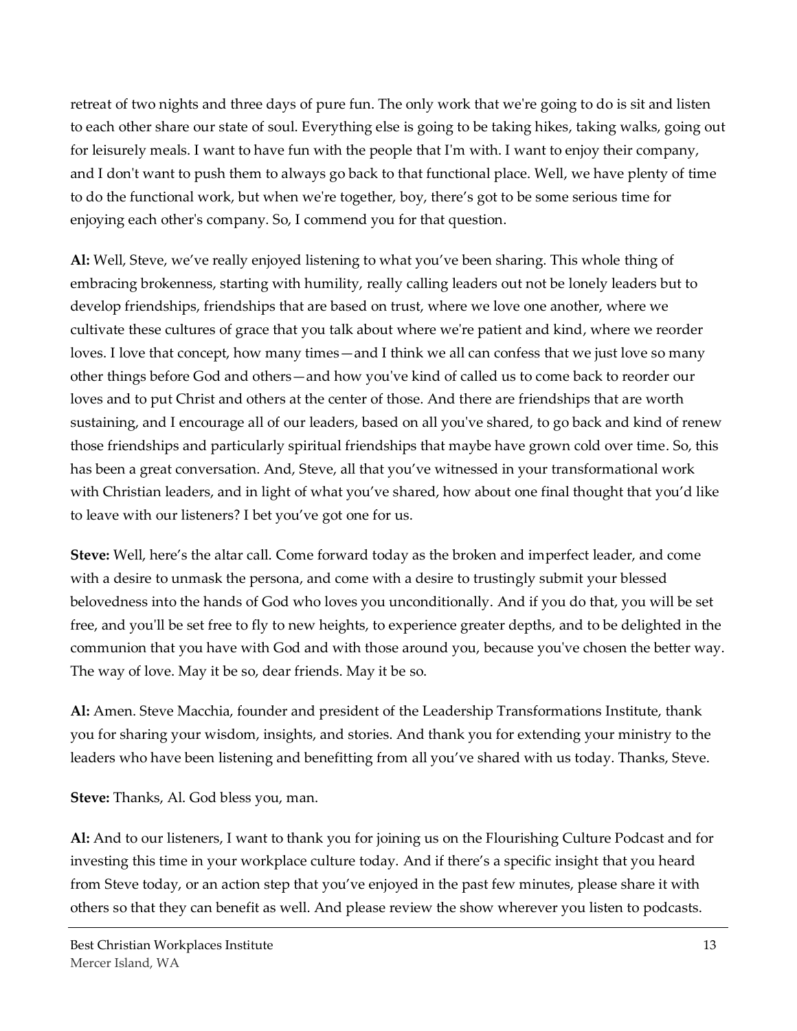retreat of two nights and three days of pure fun. The only work that we're going to do is sit and listen to each other share our state of soul. Everything else is going to be taking hikes, taking walks, going out for leisurely meals. I want to have fun with the people that I'm with. I want to enjoy their company, and I don't want to push them to always go back to that functional place. Well, we have plenty of time to do the functional work, but when we're together, boy, there's got to be some serious time for enjoying each other's company. So, I commend you for that question.

**Al:** Well, Steve, we've really enjoyed listening to what you've been sharing. This whole thing of embracing brokenness, starting with humility, really calling leaders out not be lonely leaders but to develop friendships, friendships that are based on trust, where we love one another, where we cultivate these cultures of grace that you talk about where we're patient and kind, where we reorder loves. I love that concept, how many times—and I think we all can confess that we just love so many other things before God and others—and how you've kind of called us to come back to reorder our loves and to put Christ and others at the center of those. And there are friendships that are worth sustaining, and I encourage all of our leaders, based on all you've shared, to go back and kind of renew those friendships and particularly spiritual friendships that maybe have grown cold over time. So, this has been a great conversation. And, Steve, all that you've witnessed in your transformational work with Christian leaders, and in light of what you've shared, how about one final thought that you'd like to leave with our listeners? I bet you've got one for us.

**Steve:** Well, here's the altar call. Come forward today as the broken and imperfect leader, and come with a desire to unmask the persona, and come with a desire to trustingly submit your blessed belovedness into the hands of God who loves you unconditionally. And if you do that, you will be set free, and you'll be set free to fly to new heights, to experience greater depths, and to be delighted in the communion that you have with God and with those around you, because you've chosen the better way. The way of love. May it be so, dear friends. May it be so.

**Al:** Amen. Steve Macchia, founder and president of the Leadership Transformations Institute, thank you for sharing your wisdom, insights, and stories. And thank you for extending your ministry to the leaders who have been listening and benefitting from all you've shared with us today. Thanks, Steve.

**Steve:** Thanks, Al. God bless you, man.

**Al:** And to our listeners, I want to thank you for joining us on the Flourishing Culture Podcast and for investing this time in your workplace culture today. And if there's a specific insight that you heard from Steve today, or an action step that you've enjoyed in the past few minutes, please share it with others so that they can benefit as well. And please review the show wherever you listen to podcasts.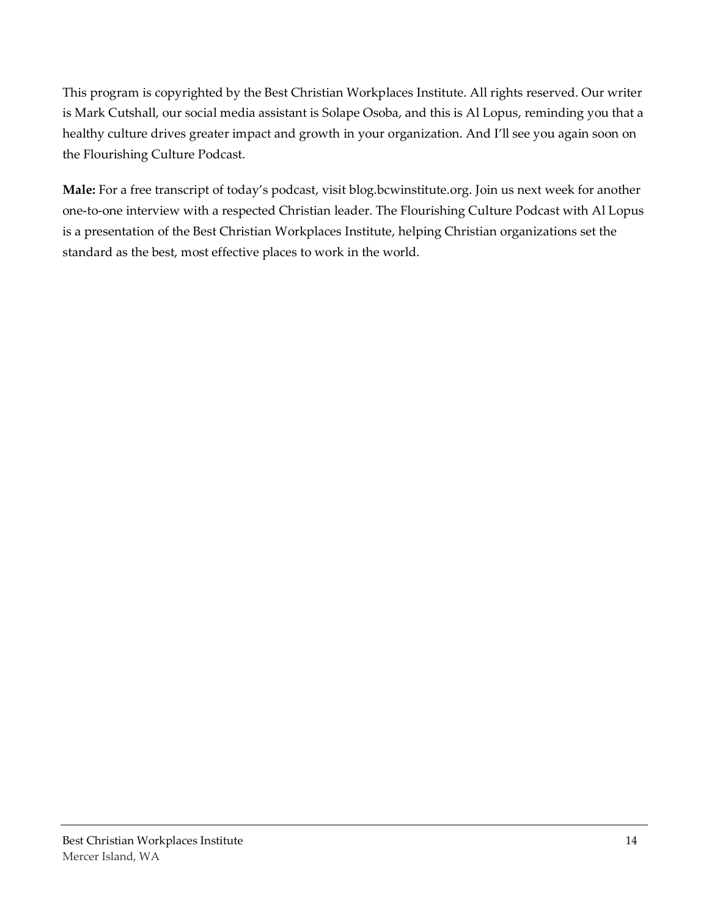This program is copyrighted by the Best Christian Workplaces Institute. All rights reserved. Our writer is Mark Cutshall, our social media assistant is Solape Osoba, and this is Al Lopus, reminding you that a healthy culture drives greater impact and growth in your organization. And I'll see you again soon on the Flourishing Culture Podcast.

**Male:** For a free transcript of today's podcast, visit blog.bcwinstitute.org. Join us next week for another one-to-one interview with a respected Christian leader. The Flourishing Culture Podcast with Al Lopus is a presentation of the Best Christian Workplaces Institute, helping Christian organizations set the standard as the best, most effective places to work in the world.